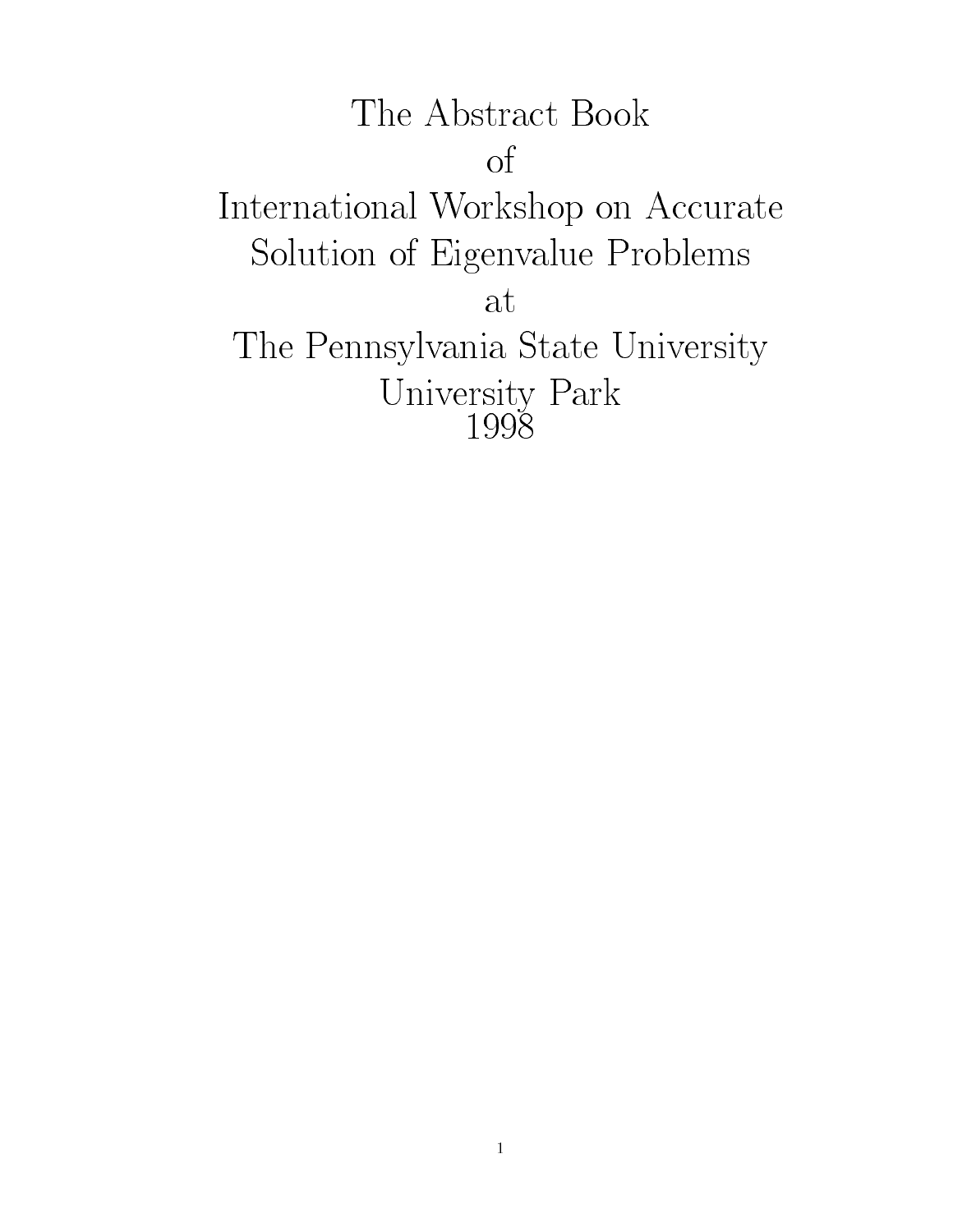# The Abstract Book of International Workshop on Accurate Solution of Eigenvalue Problems at The Pennsylvania State University University Park 1998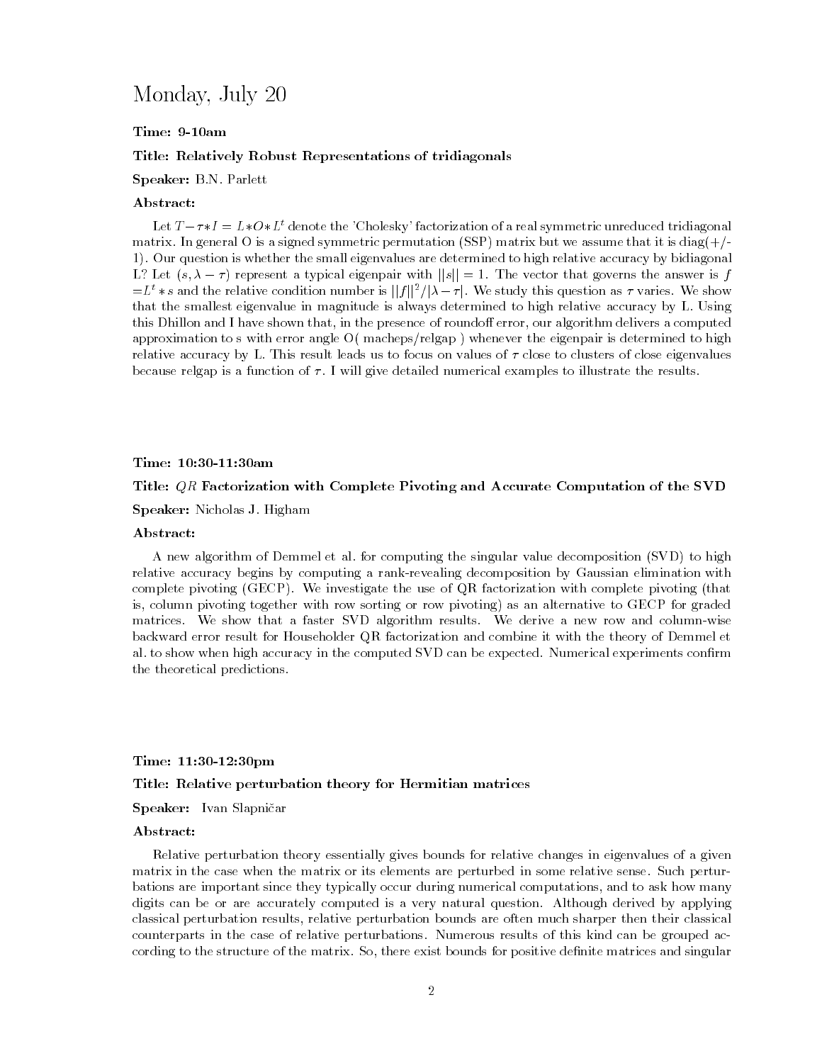# Monday, July 20

**Time: 9-10am**

**Title: Relatively Robust Representations of tridiagonals**

**Speaker:** B.N. Parlett

**Abstract:**

Let $T - \tau * I = L * O * L^t$ denote the 'Cholesky' factorization of a real symmetric unreduced tridiagonal matrix. In general O is a signed symmetric permutation (SSP) matrix but we assume that it is diag(+/-1). Our question is whether the small eigenvalues are determined to high relative accuracy by bidiagonal L? Let $(s, \lambda - \tau)$ represent a typical eigenpair with $||s|| = 1$. The vector that governs the answer is $f = L^t * s$ and the relative condition number is $||f||^2/|\lambda - \tau|$. We study this question as $\tau$ varies. We show that the smallest eigenvalue in magnitude is always determined to high relative accuracy by L. Using this Dhillon and I have shown that, in the presence of roundoff error, our algorithm delivers a computed approximation to s with error angle O( macheps/relgap ) whenever the eigenpair is determined to high relative accuracy by L. This result leads us to focus on values of $\tau$ close to clusters of close eigenvalues because relgap is a function of $\tau$. I will give detailed numerical examples to illustrate the results.

**Time: 10:30-11:30am**

**Title: $QR$ Factorization with Complete Pivoting and Accurate Computation of the SVD**

**Speaker:** Nicholas J. Higham

**Abstract:**

A new algorithm of Demmel et al. for computing the singular value decomposition (SVD) to high relative accuracy begins by computing a rank-revealing decomposition by Gaussian elimination with complete pivoting (GECP). We investigate the use of QR factorization with complete pivoting (that is, column pivoting together with row sorting or row pivoting) as an alternative to GECP for graded matrices. We show that a faster SVD algorithm results. We derive a new row and column-wise backward error result for Householder QR factorization and combine it with the theory of Demmel et al. to show when high accuracy in the computed SVD can be expected. Numerical experiments confirm the theoretical predictions.

**Time: 11:30-12:30pm**

**Title: Relative perturbation theory for Hermitian matrices**

**Speaker:** Ivan Slapničar

**Abstract:**

Relative perturbation theory essentially gives bounds for relative changes in eigenvalues of a given matrix in the case when the matrix or its elements are perturbed in some relative sense. Such perturbations are important since they typically occur during numerical computations, and to ask how many digits can be or are accurately computed is a very natural question. Although derived by applying classical perturbation results, relative perturbation bounds are often much sharper then their classical counterparts in the case of relative perturbations. Numerous results of this kind can be grouped according to the structure of the matrix. So, there exist bounds for positive definite matrices and singular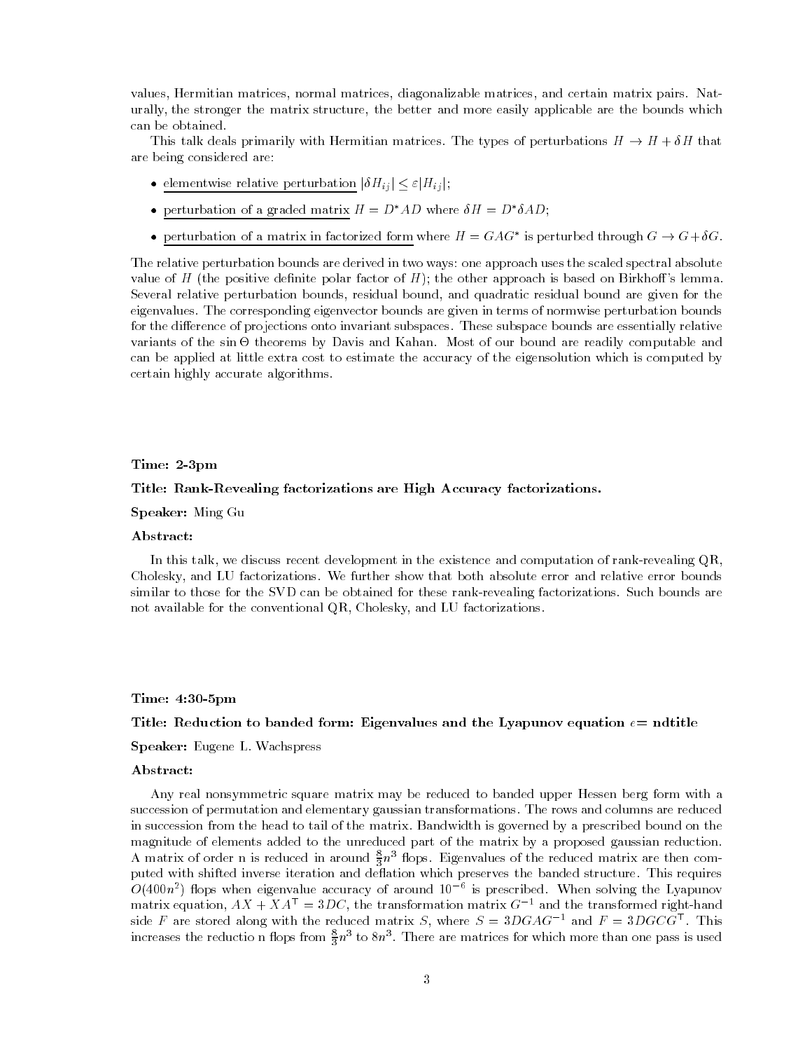values, Hermitian matrices, normal matrices, diagonalizable matrices, and certain matrix pairs. Naturally, the stronger the matrix structure, the better and more easily applicable are the bounds which can be obtained.

This talk deals primarily with Hermitian matrices. The types of perturbations $H \to H + \delta H$ that are being considered are:

- elementwise relative perturbation $|\delta H_{ij}| \leq \varepsilon |H_{ij}|$;
- perturbation of a graded matrix $H = D^* A D$ where $\delta H = D^* \delta A D$;
- perturbation of a matrix in factorized form where $H = GAG^*$ is perturbed through $G \to G + \delta G$.

The relative perturbation bounds are derived in two ways: one approach uses the scaled spectral absolute value of $H$ (the positive definite polar factor of $H$); the other approach is based on Birkhoff's lemma. Several relative perturbation bounds, residual bound, and quadratic residual bound are given for the eigenvalues. The corresponding eigenvector bounds are given in terms of normwise perturbation bounds for the difference of projections onto invariant subspaces. These subspace bounds are essentially relative variants of the $\sin\Theta$ theorems by Davis and Kahan. Most of our bound are readily computable and can be applied at little extra cost to estimate the accuracy of the eigensolution which is computed by certain highly accurate algorithms.

**Time:** 2-3pm

**Title: Rank-Revealing factorizations are High Accuracy factorizations.**

**Speaker:** Ming Gu

**Abstract:**

In this talk, we discuss recent development in the existence and computation of rank-revealing QR, Cholesky, and LU factorizations. We further show that both absolute error and relative error bounds similar to those for the SVD can be obtained for these rank-revealing factorizations. Such bounds are not available for the conventional QR, Cholesky, and LU factorizations.

**Time:** 4:30-5pm

**Title: Reduction to banded form: Eigenvalues and the Lyapunov equation $\epsilon$= ndtitle**

**Speaker:** Eugene L. Wachspress

**Abstract:**

Any real nonsymmetric square matrix may be reduced to banded upper Hessen berg form with a succession of permutation and elementary gaussian transformations. The rows and columns are reduced in succession from the head to tail of the matrix. Bandwidth is governed by a prescribed bound on the magnitude of elements added to the unreduced part of the matrix by a proposed gaussian reduction. A matrix of order n is reduced in around $\frac{8}{3}n^3$ flops. Eigenvalues of the reduced matrix are then computed with shifted inverse iteration and deflation which preserves the banded structure. This requires $O(400n^2)$ flops when eigenvalue accuracy of around $10^{-6}$ is prescribed. When solving the Lyapunov matrix equation, $AX + XA^\top = 3DC$, the transformation matrix $G^{-1}$ and the transformed right-hand side $F$ are stored along with the reduced matrix $S$, where $S = 3DGAG^{-1}$ and $F = 3DGCG^\top$. This increases the reductio n flops from $\frac{8}{3}n^3$ to $8n^3$. There are matrices for which more than one pass is used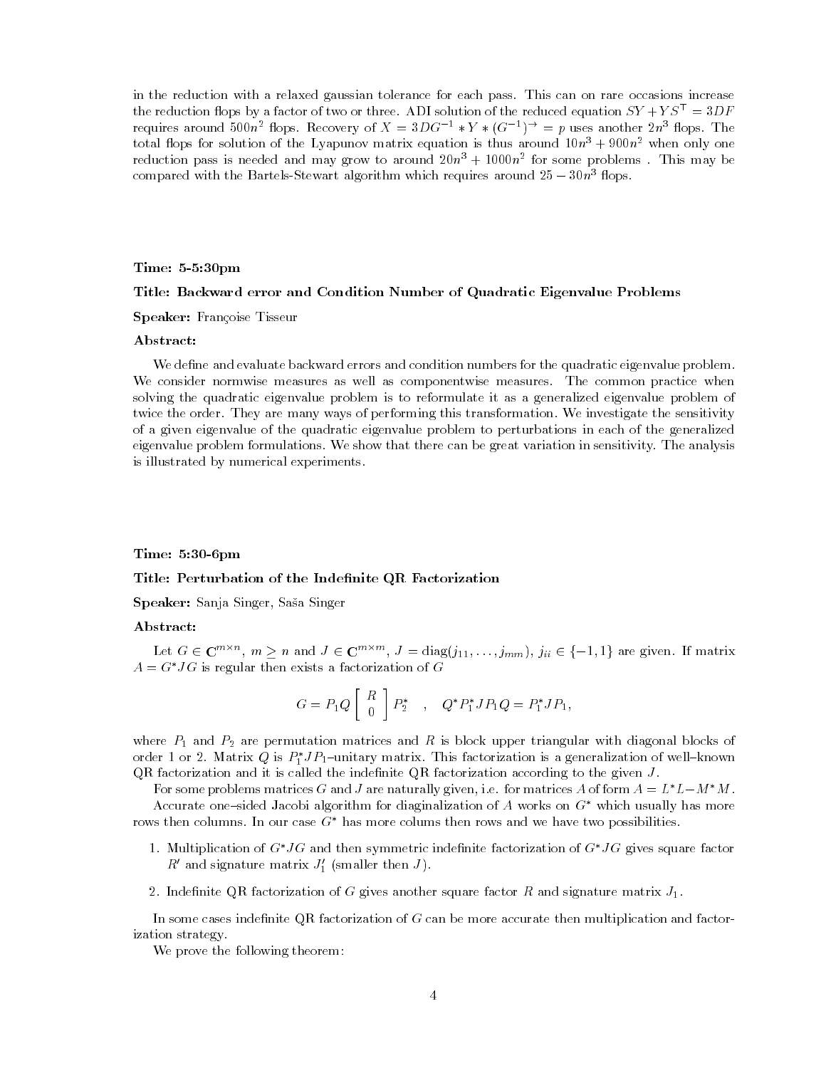in the reduction with a relaxed gaussian tolerance for each pass. This can on rare occasions increase the reduction flops by a factor of two or three. ADI solution of the reduced equation $SY + YS^\top = 3DF$ requires around $500n^2$ flops. Recovery of $X = 3DG^{-1} * Y * (G^{-1})^{\to} = p$ uses another $2n^3$ flops. The total flops for solution of the Lyapunov matrix equation is thus around $10n^3 + 900n^2$ when only one reduction pass is needed and may grow to around $20n^3 + 1000n^2$ for some problems . This may be compared with the Bartels-Stewart algorithm which requires around $25 - 30n^3$ flops.

**Time: 5-5:30pm**

**Title: Backward error and Condition Number of Quadratic Eigenvalue Problems**

**Speaker:** Françoise Tisseur

**Abstract:**

We define and evaluate backward errors and condition numbers for the quadratic eigenvalue problem. We consider normwise measures as well as componentwise measures. The common practice when solving the quadratic eigenvalue problem is to reformulate it as a generalized eigenvalue problem of twice the order. They are many ways of performing this transformation. We investigate the sensitivity of a given eigenvalue of the quadratic eigenvalue problem to perturbations in each of the generalized eigenvalue problem formulations. We show that there can be great variation in sensitivity. The analysis is illustrated by numerical experiments.

**Time: 5:30-6pm**

**Title: Perturbation of the Indefinite QR Factorization**

**Speaker:** Sanja Singer, Saša Singer

**Abstract:**

Let $G \in \mathbf{C}^{m\times n}$, $m \geq n$ and $J \in \mathbf{C}^{m\times m}$, $J = \operatorname{diag}(j_{11}, \ldots, j_{mm})$, $j_{ii} \in \{-1, 1\}$ are given. If matrix $A = G^*JG$ is regular then exists a factorization of $G$

$$G = P_1 Q \begin{bmatrix} R \\ 0 \end{bmatrix} P_2^* \quad , \quad Q^* P_1^* J P_1 Q = P_1^* J P_1,$$

where $P_1$ and $P_2$ are permutation matrices and $R$ is block upper triangular with diagonal blocks of order 1 or 2. Matrix $Q$ is $P_1^*JP_1$–unitary matrix. This factorization is a generalization of well–known QR factorization and it is called the indefinite QR factorization according to the given $J$.

For some problems matrices $G$ and $J$ are naturally given, i.e. for matrices $A$ of form $A = L^*L - M^*M$.

Accurate one–sided Jacobi algorithm for diaginalization of $A$ works on $G^*$ which usually has more rows then columns. In our case $G^*$ has more colums then rows and we have two possibilities.

1. Multiplication of $G^*JG$ and then symmetric indefinite factorization of $G^*JG$ gives square factor $R'$ and signature matrix $J_1'$ (smaller then $J$).
2. Indefinite QR factorization of $G$ gives another square factor $R$ and signature matrix $J_1$.

In some cases indefinite QR factorization of $G$ can be more accurate then multiplication and factorization strategy.

We prove the following theorem: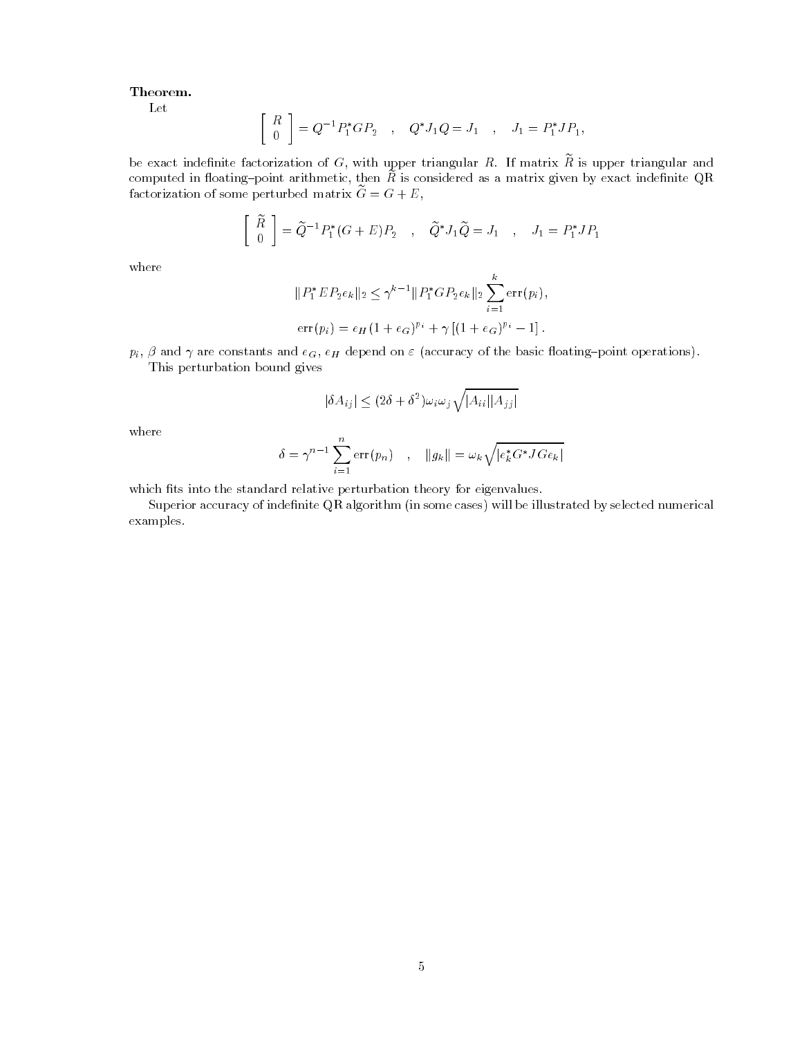**Theorem.**

Let

$$\begin{bmatrix} R \\ 0 \end{bmatrix} = Q^{-1} P_1^* G P_2 \quad , \quad Q^* J_1 Q = J_1 \quad , \quad J_1 = P_1^* J P_1,$$

be exact indefinite factorization of $G$, with upper triangular $R$. If matrix $\widetilde{R}$ is upper triangular and computed in floating–point arithmetic, then $\widetilde{R}$ is considered as a matrix given by exact indefinite QR factorization of some perturbed matrix $\widetilde{G} = G + E$,

$$\begin{bmatrix} \widetilde{R} \\ 0 \end{bmatrix} = \widetilde{Q}^{-1} P_1^* (G + E) P_2 \quad , \quad \widetilde{Q}^* J_1 \widetilde{Q} = J_1 \quad , \quad J_1 = P_1^* J P_1$$

where

$$\| P_1^* E P_2 e_k \|_2 \leq \gamma^{k-1} \| P_1^* G P_2 e_k \|_2 \sum_{i=1}^{k} \mathrm{err}(p_i),$$

$$\mathrm{err}(p_i) = \epsilon_H (1 + \epsilon_G)^{p_i} + \gamma \left[ (1 + \epsilon_G)^{p_i} - 1 \right].$$

$p_i$, $\beta$ and $\gamma$ are constants and $\epsilon_G$, $\epsilon_H$ depend on $\varepsilon$ (accuracy of the basic floating–point operations).

This perturbation bound gives

$$|\delta A_{ij}| \leq (2\delta + \delta^2) \omega_i \omega_j \sqrt{|A_{ii}||A_{jj}|}$$

where

$$\delta = \gamma^{n-1} \sum_{i=1}^{n} \mathrm{err}(p_n) \quad , \quad \|g_k\| = \omega_k \sqrt{|e_k^* G^* J G e_k|}$$

which fits into the standard relative perturbation theory for eigenvalues.

Superior accuracy of indefinite QR algorithm (in some cases) will be illustrated by selected numerical examples.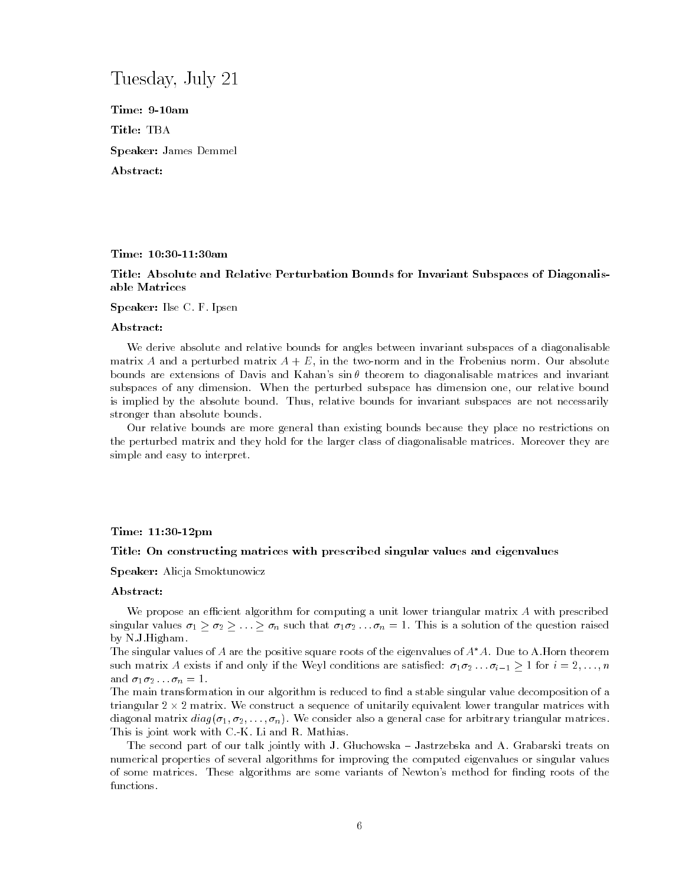# Tuesday, July 21

**Time:** 9-10am

**Title:** TBA

**Speaker:** James Demmel

**Abstract:**

**Time:** 10:30-11:30am

**Title: Absolute and Relative Perturbation Bounds for Invariant Subspaces of Diagonalisable Matrices**

**Speaker:** Ilse C. F. Ipsen

**Abstract:**

We derive absolute and relative bounds for angles between invariant subspaces of a diagonalisable matrix $A$ and a perturbed matrix $A + E$, in the two-norm and in the Frobenius norm. Our absolute bounds are extensions of Davis and Kahan's $\sin\theta$ theorem to diagonalisable matrices and invariant subspaces of any dimension. When the perturbed subspace has dimension one, our relative bound is implied by the absolute bound. Thus, relative bounds for invariant subspaces are not necessarily stronger than absolute bounds.

Our relative bounds are more general than existing bounds because they place no restrictions on the perturbed matrix and they hold for the larger class of diagonalisable matrices. Moreover they are simple and easy to interpret.

**Time:** 11:30-12pm

**Title: On constructing matrices with prescribed singular values and eigenvalues**

**Speaker:** Alicja Smoktunowicz

**Abstract:**

We propose an efficient algorithm for computing a unit lower triangular matrix $A$ with prescribed singular values $\sigma_1 \geq \sigma_2 \geq \ldots \geq \sigma_n$ such that $\sigma_1\sigma_2\ldots\sigma_n = 1$. This is a solution of the question raised by N.J.Higham.
The singular values of $A$ are the positive square roots of the eigenvalues of $A^*A$. Due to A.Horn theorem such matrix $A$ exists if and only if the Weyl conditions are satisfied: $\sigma_1\sigma_2\ldots\sigma_{i-1} \geq 1$ for $i = 2, \ldots, n$ and $\sigma_1\sigma_2\ldots\sigma_n = 1$.
The main transformation in our algorithm is reduced to find a stable singular value decomposition of a triangular $2 \times 2$ matrix. We construct a sequence of unitarily equivalent lower trangular matrices with diagonal matrix $diag(\sigma_1, \sigma_2, \ldots, \sigma_n)$. We consider also a general case for arbitrary triangular matrices. This is joint work with C.-K. Li and R. Mathias.

The second part of our talk jointly with J. Głuchowska – Jastrzebska and A. Grabarski treats on numerical properties of several algorithms for improving the computed eigenvalues or singular values of some matrices. These algorithms are some variants of Newton's method for finding roots of the functions.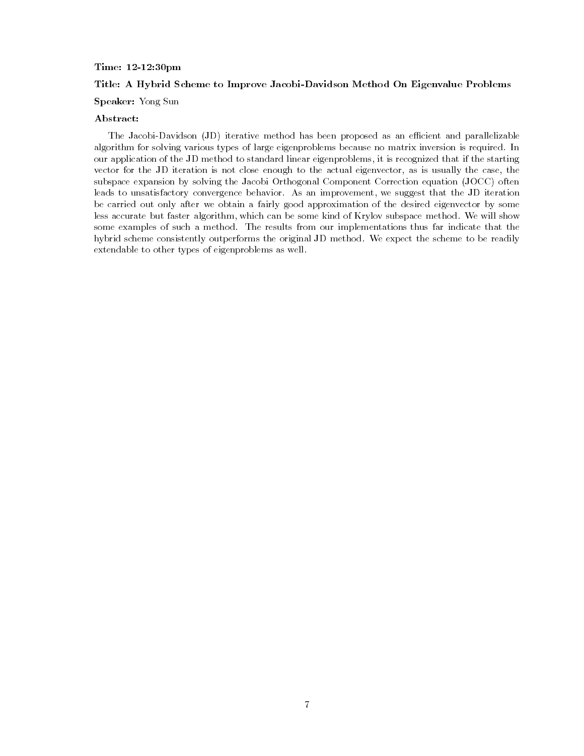**Time:** 12-12:30pm

**Title: A Hybrid Scheme to Improve Jacobi-Davidson Method On Eigenvalue Problems**

**Speaker:** Yong Sun

**Abstract:**

The Jacobi-Davidson (JD) iterative method has been proposed as an efficient and parallelizable algorithm for solving various types of large eigenproblems because no matrix inversion is required. In our application of the JD method to standard linear eigenproblems, it is recognized that if the starting vector for the JD iteration is not close enough to the actual eigenvector, as is usually the case, the subspace expansion by solving the Jacobi Orthogonal Component Correction equation (JOCC) often leads to unsatisfactory convergence behavior. As an improvement, we suggest that the JD iteration be carried out only after we obtain a fairly good approximation of the desired eigenvector by some less accurate but faster algorithm, which can be some kind of Krylov subspace method. We will show some examples of such a method. The results from our implementations thus far indicate that the hybrid scheme consistently outperforms the original JD method. We expect the scheme to be readily extendable to other types of eigenproblems as well.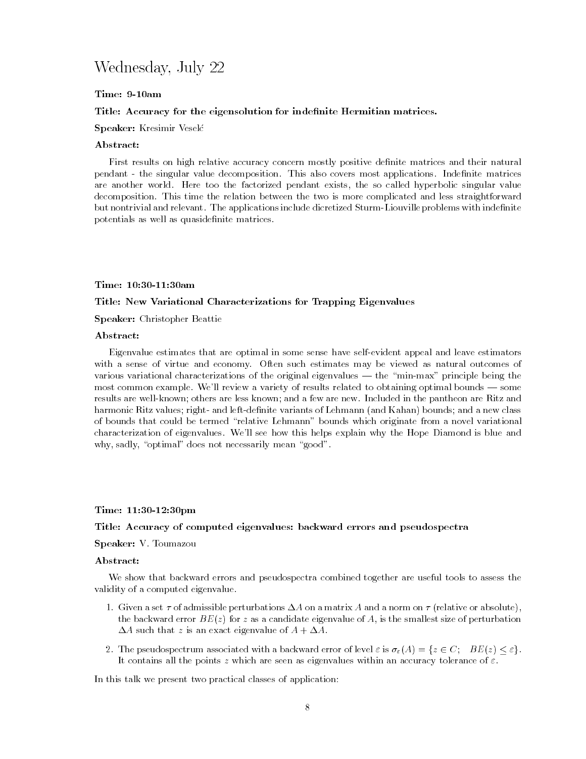# Wednesday, July 22

**Time: 9-10am**

**Title: Accuracy for the eigensolution for indefinite Hermitian matrices.**

**Speaker:** Kresimir Veselć

**Abstract:**

First results on high relative accuracy concern mostly positive definite matrices and their natural pendant - the singular value decomposition. This also covers most applications. Indefinite matrices are another world. Here too the factorized pendant exists, the so called hyperbolic singular value decomposition. This time the relation between the two is more complicated and less straightforward but nontrivial and relevant. The applications include dicretized Sturm-Liouville problems with indefinite potentials as well as quasidefinite matrices.

**Time: 10:30-11:30am**

**Title: New Variational Characterizations for Trapping Eigenvalues**

**Speaker:** Christopher Beattie

**Abstract:**

Eigenvalue estimates that are optimal in some sense have self-evident appeal and leave estimators with a sense of virtue and economy. Often such estimates may be viewed as natural outcomes of various variational characterizations of the original eigenvalues — the "min-max" principle being the most common example. We'll review a variety of results related to obtaining optimal bounds — some results are well-known; others are less known; and a few are new. Included in the pantheon are Ritz and harmonic Ritz values; right- and left-definite variants of Lehmann (and Kahan) bounds; and a new class of bounds that could be termed "relative Lehmann" bounds which originate from a novel variational characterization of eigenvalues. We'll see how this helps explain why the Hope Diamond is blue and why, sadly, "optimal" does not necessarily mean "good".

**Time: 11:30-12:30pm**

**Title: Accuracy of computed eigenvalues: backward errors and pseudospectra**

**Speaker:** V. Toumazou

**Abstract:**

We show that backward errors and pseudospectra combined together are useful tools to assess the validity of a computed eigenvalue.

1. Given a set $\tau$ of admissible perturbations $\Delta A$ on a matrix $A$ and a norm on $\tau$ (relative or absolute), the backward error $BE(z)$ for $z$ as a candidate eigenvalue of $A$, is the smallest size of perturbation $\Delta A$ such that $z$ is an exact eigenvalue of $A + \Delta A$.
2. The pseudospectrum associated with a backward error of level $\varepsilon$ is $\sigma_\varepsilon(A) = \{z \in C; \quad BE(z) \leq \varepsilon\}$. It contains all the points $z$ which are seen as eigenvalues within an accuracy tolerance of $\varepsilon$.

In this talk we present two practical classes of application: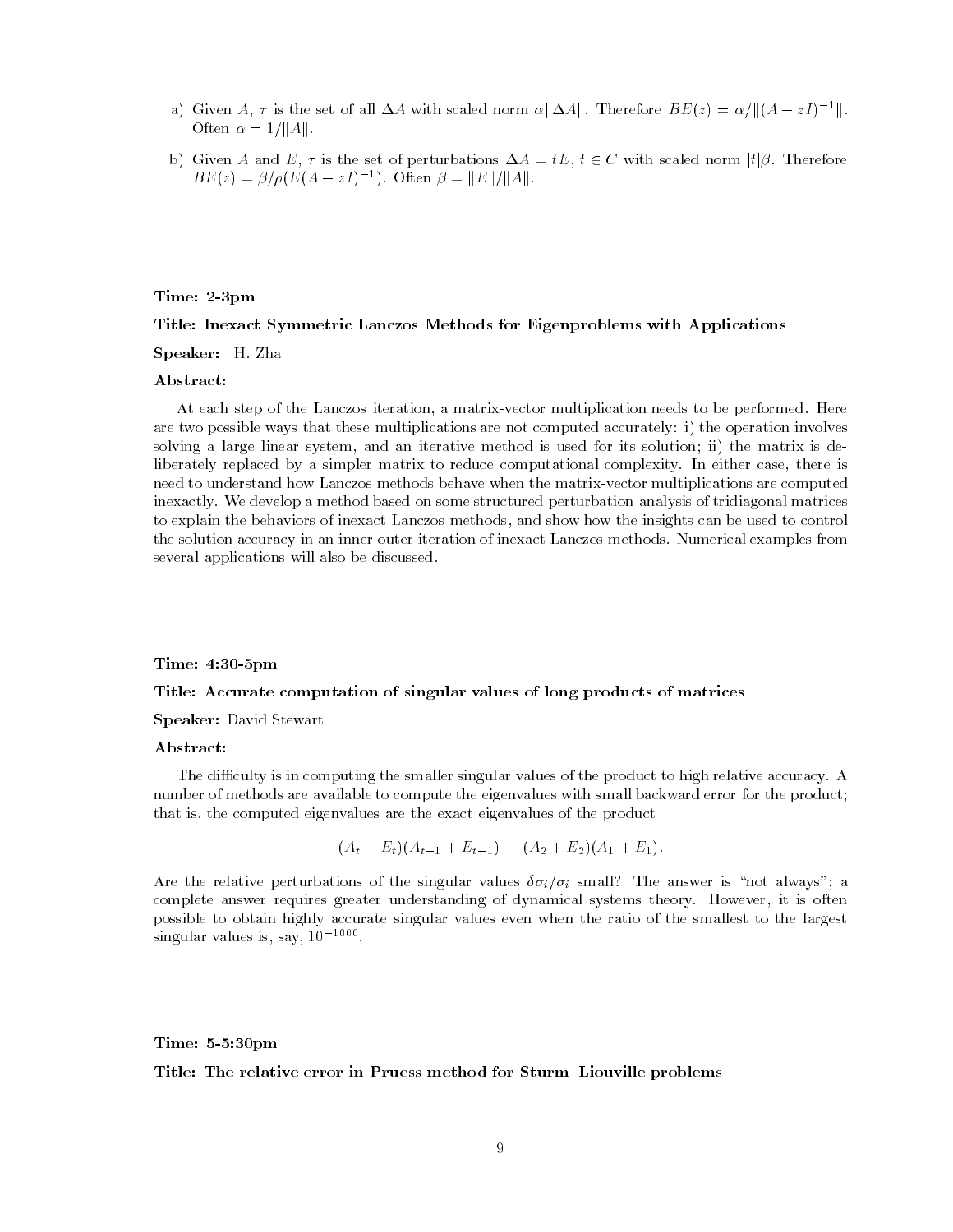a) Given $A$, $\tau$ is the set of all $\Delta A$ with scaled norm $\alpha \|\Delta A\|$. Therefore $BE(z) = \alpha / \|(A - zI)^{-1}\|$. Often $\alpha = 1/\|A\|$.

b) Given $A$ and $E$, $\tau$ is the set of perturbations $\Delta A = tE$, $t \in C$ with scaled norm $|t|\beta$. Therefore $BE(z) = \beta/\rho(E(A - zI)^{-1})$. Often $\beta = \|E\|/\|A\|$.

**Time: 2-3pm**

**Title: Inexact Symmetric Lanczos Methods for Eigenproblems with Applications**

**Speaker:** H. Zha

**Abstract:**

At each step of the Lanczos iteration, a matrix-vector multiplication needs to be performed. Here are two possible ways that these multiplications are not computed accurately: i) the operation involves solving a large linear system, and an iterative method is used for its solution; ii) the matrix is deliberately replaced by a simpler matrix to reduce computational complexity. In either case, there is need to understand how Lanczos methods behave when the matrix-vector multiplications are computed inexactly. We develop a method based on some structured perturbation analysis of tridiagonal matrices to explain the behaviors of inexact Lanczos methods, and show how the insights can be used to control the solution accuracy in an inner-outer iteration of inexact Lanczos methods. Numerical examples from several applications will also be discussed.

**Time: 4:30-5pm**

**Title: Accurate computation of singular values of long products of matrices**

**Speaker:** David Stewart

**Abstract:**

The difficulty is in computing the smaller singular values of the product to high relative accuracy. A number of methods are available to compute the eigenvalues with small backward error for the product; that is, the computed eigenvalues are the exact eigenvalues of the product

$$(A_t + E_t)(A_{t-1} + E_{t-1}) \cdots (A_2 + E_2)(A_1 + E_1).$$

Are the relative perturbations of the singular values $\delta\sigma_i/\sigma_i$ small? The answer is "not always"; a complete answer requires greater understanding of dynamical systems theory. However, it is often possible to obtain highly accurate singular values even when the ratio of the smallest to the largest singular values is, say, $10^{-1000}$.

**Time: 5-5:30pm**

**Title: The relative error in Pruess method for Sturm–Liouville problems**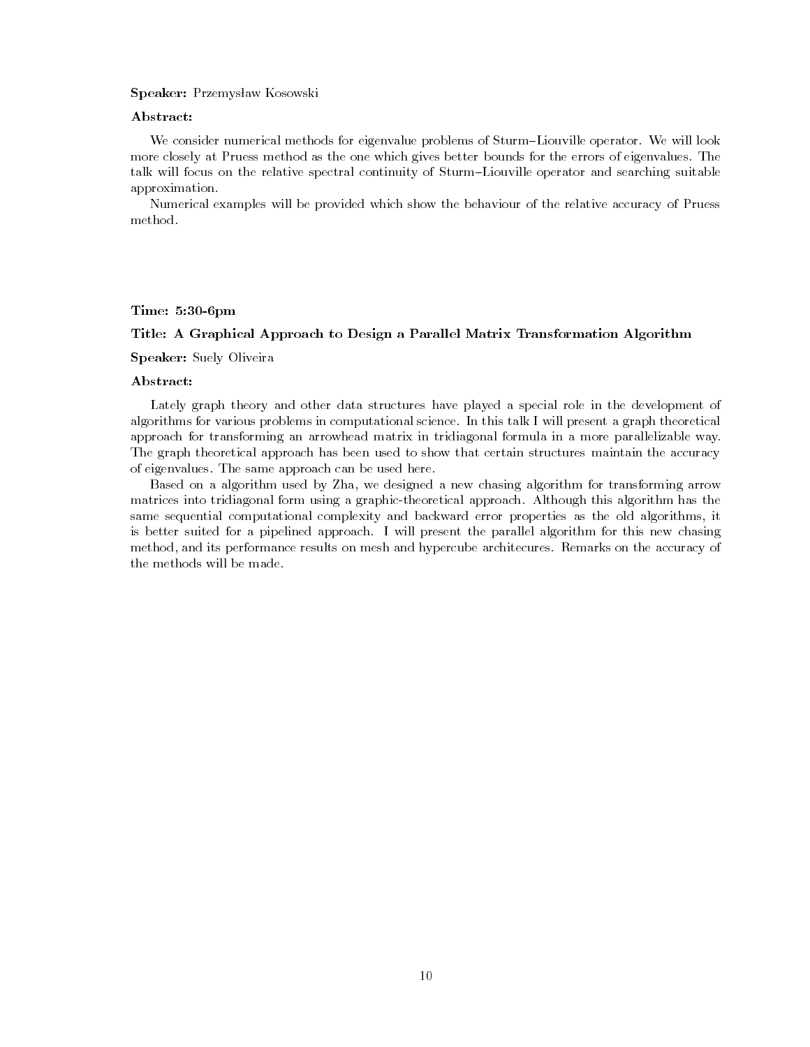**Speaker:** Przemysław Kosowski

**Abstract:**

We consider numerical methods for eigenvalue problems of Sturm–Liouville operator. We will look more closely at Pruess method as the one which gives better bounds for the errors of eigenvalues. The talk will focus on the relative spectral continuity of Sturm–Liouville operator and searching suitable approximation.

Numerical examples will be provided which show the behaviour of the relative accuracy of Pruess method.

**Time: 5:30-6pm**

**Title: A Graphical Approach to Design a Parallel Matrix Transformation Algorithm**

**Speaker:** Suely Oliveira

**Abstract:**

Lately graph theory and other data structures have played a special role in the development of algorithms for various problems in computational science. In this talk I will present a graph theoretical approach for transforming an arrowhead matrix in tridiagonal formula in a more parallelizable way. The graph theoretical approach has been used to show that certain structures maintain the accuracy of eigenvalues. The same approach can be used here.

Based on a algorithm used by Zha, we designed a new chasing algorithm for transforming arrow matrices into tridiagonal form using a graphic-theoretical approach. Although this algorithm has the same sequential computational complexity and backward error properties as the old algorithms, it is better suited for a pipelined approach. I will present the parallel algorithm for this new chasing method, and its performance results on mesh and hypercube architecures. Remarks on the accuracy of the methods will be made.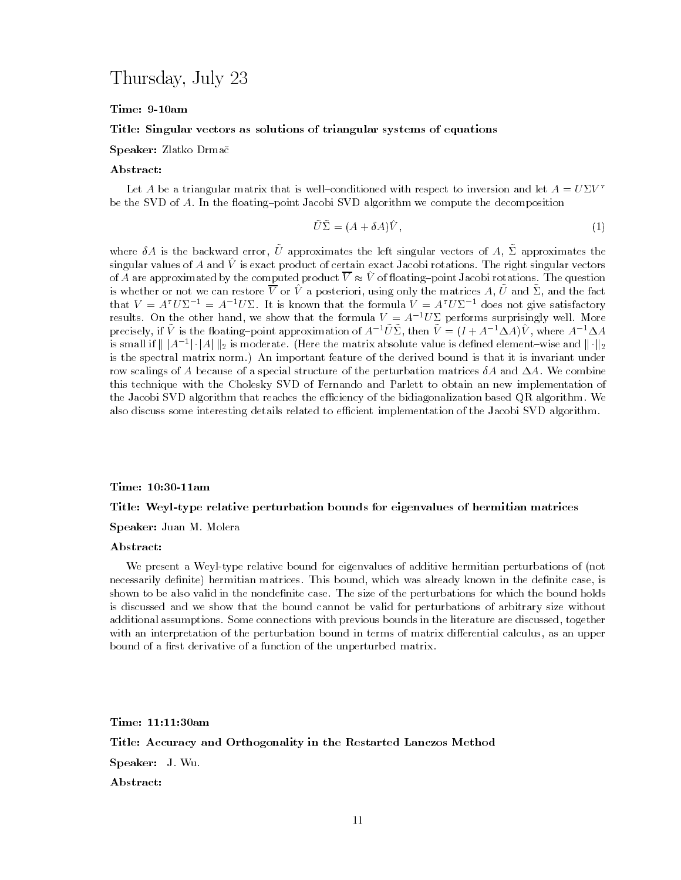# Thursday, July 23

**Time: 9-10am**

**Title: Singular vectors as solutions of triangular systems of equations**

**Speaker:** Zlatko Drmač

**Abstract:**

Let $A$ be a triangular matrix that is well–conditioned with respect to inversion and let $A = U\Sigma V^\tau$ be the SVD of $A$. In the floating–point Jacobi SVD algorithm we compute the decomposition

$$\tilde{U}\tilde{\Sigma} = (A + \delta A)\hat{V}, \tag{1}$$

where $\delta A$ is the backward error, $\tilde{U}$ approximates the left singular vectors of $A$, $\tilde{\Sigma}$ approximates the singular values of $A$ and $\hat{V}$ is exact product of certain exact Jacobi rotations. The right singular vectors of $A$ are approximated by the computed product $\overline{V} \approx \hat{V}$ of floating–point Jacobi rotations. The question is whether or not we can restore $\overline{V}$ or $\hat{V}$ a posteriori, using only the matrices $A$, $\tilde{U}$ and $\tilde{\Sigma}$, and the fact that $V = A^\tau U\Sigma^{-1} = A^{-1}U\Sigma$. It is known that the formula $V = A^\tau U\Sigma^{-1}$ does not give satisfactory results. On the other hand, we show that the formula $V = A^{-1}U\Sigma$ performs surprisingly well. More precisely, if $\tilde{V}$ is the floating–point approximation of $A^{-1}\tilde{U}\tilde{\Sigma}$, then $\tilde{V} = (I + A^{-1}\Delta A)\hat{V}$, where $A^{-1}\Delta A$ is small if $\| \, |A^{-1}| \cdot |A| \, \|_2$ is moderate. (Here the matrix absolute value is defined element–wise and $\| \cdot \|_2$ is the spectral matrix norm.) An important feature of the derived bound is that it is invariant under row scalings of $A$ because of a special structure of the perturbation matrices $\delta A$ and $\Delta A$. We combine this technique with the Cholesky SVD of Fernando and Parlett to obtain an new implementation of the Jacobi SVD algorithm that reaches the efficiency of the bidiagonalization based QR algorithm. We also discuss some interesting details related to efficient implementation of the Jacobi SVD algorithm.

**Time: 10:30-11am**

**Title: Weyl-type relative perturbation bounds for eigenvalues of hermitian matrices**

**Speaker:** Juan M. Molera

**Abstract:**

We present a Weyl-type relative bound for eigenvalues of additive hermitian perturbations of (not necessarily definite) hermitian matrices. This bound, which was already known in the definite case, is shown to be also valid in the nondefinite case. The size of the perturbations for which the bound holds is discussed and we show that the bound cannot be valid for perturbations of arbitrary size without additional assumptions. Some connections with previous bounds in the literature are discussed, together with an interpretation of the perturbation bound in terms of matrix differential calculus, as an upper bound of a first derivative of a function of the unperturbed matrix.

**Time: 11:11:30am**

**Title: Accuracy and Orthogonality in the Restarted Lanczos Method**

**Speaker:** J. Wu.

**Abstract:**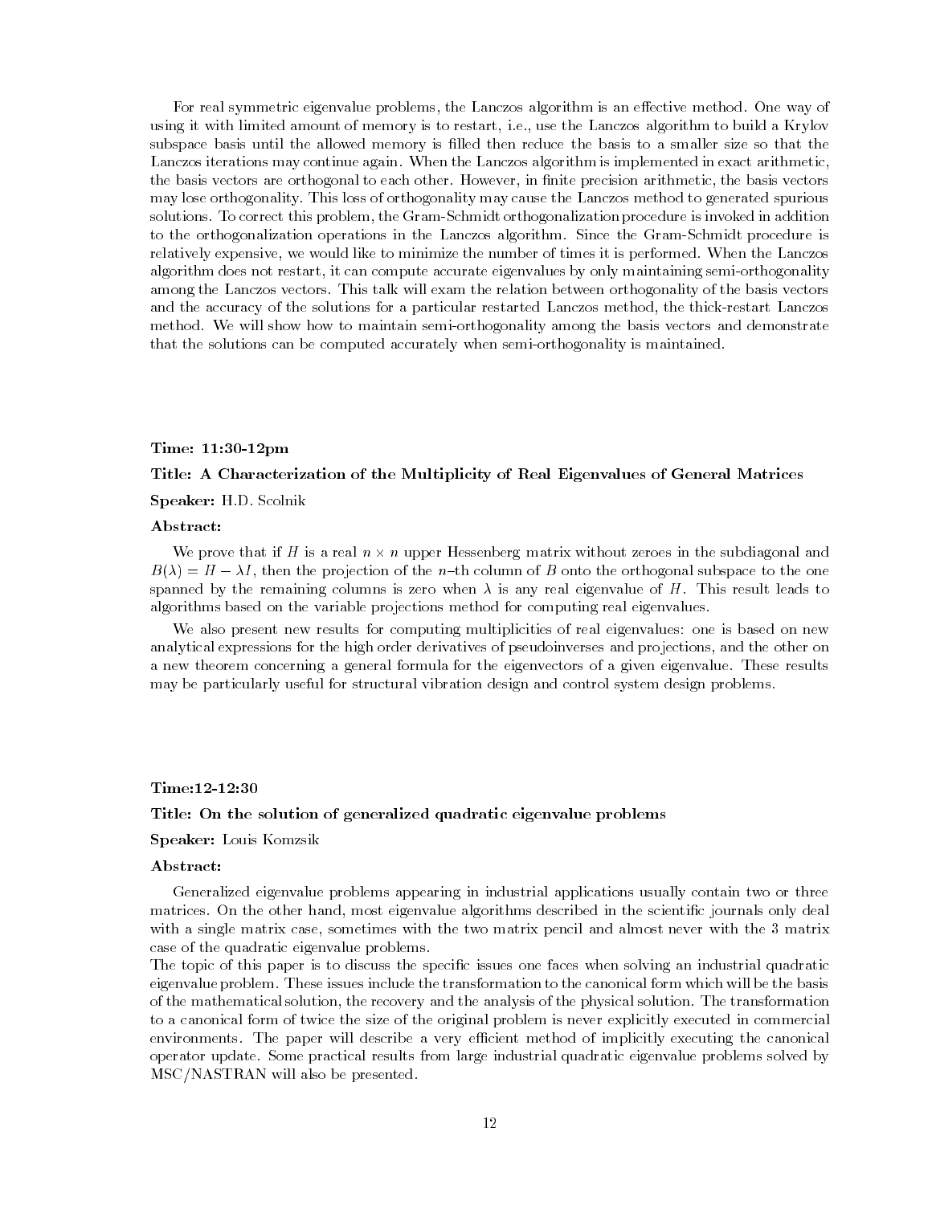For real symmetric eigenvalue problems, the Lanczos algorithm is an effective method. One way of using it with limited amount of memory is to restart, i.e., use the Lanczos algorithm to build a Krylov subspace basis until the allowed memory is filled then reduce the basis to a smaller size so that the Lanczos iterations may continue again. When the Lanczos algorithm is implemented in exact arithmetic, the basis vectors are orthogonal to each other. However, in finite precision arithmetic, the basis vectors may lose orthogonality. This loss of orthogonality may cause the Lanczos method to generated spurious solutions. To correct this problem, the Gram-Schmidt orthogonalization procedure is invoked in addition to the orthogonalization operations in the Lanczos algorithm. Since the Gram-Schmidt procedure is relatively expensive, we would like to minimize the number of times it is performed. When the Lanczos algorithm does not restart, it can compute accurate eigenvalues by only maintaining semi-orthogonality among the Lanczos vectors. This talk will exam the relation between orthogonality of the basis vectors and the accuracy of the solutions for a particular restarted Lanczos method, the thick-restart Lanczos method. We will show how to maintain semi-orthogonality among the basis vectors and demonstrate that the solutions can be computed accurately when semi-orthogonality is maintained.

**Time: 11:30-12pm**

**Title: A Characterization of the Multiplicity of Real Eigenvalues of General Matrices**

**Speaker:** H.D. Scolnik

**Abstract:**

We prove that if $H$ is a real $n \times n$ upper Hessenberg matrix without zeroes in the subdiagonal and $B(\lambda) = H - \lambda I$, then the projection of the $n$–th column of $B$ onto the orthogonal subspace to the one spanned by the remaining columns is zero when $\lambda$ is any real eigenvalue of $H$. This result leads to algorithms based on the variable projections method for computing real eigenvalues.

We also present new results for computing multiplicities of real eigenvalues: one is based on new analytical expressions for the high order derivatives of pseudoinverses and projections, and the other on a new theorem concerning a general formula for the eigenvectors of a given eigenvalue. These results may be particularly useful for structural vibration design and control system design problems.

**Time:12-12:30**

**Title: On the solution of generalized quadratic eigenvalue problems**

**Speaker:** Louis Komzsik

**Abstract:**

Generalized eigenvalue problems appearing in industrial applications usually contain two or three matrices. On the other hand, most eigenvalue algorithms described in the scientific journals only deal with a single matrix case, sometimes with the two matrix pencil and almost never with the 3 matrix case of the quadratic eigenvalue problems.
The topic of this paper is to discuss the specific issues one faces when solving an industrial quadratic eigenvalue problem. These issues include the transformation to the canonical form which will be the basis of the mathematical solution, the recovery and the analysis of the physical solution. The transformation to a canonical form of twice the size of the original problem is never explicitly executed in commercial environments. The paper will describe a very efficient method of implicitly executing the canonical operator update. Some practical results from large industrial quadratic eigenvalue problems solved by MSC/NASTRAN will also be presented.